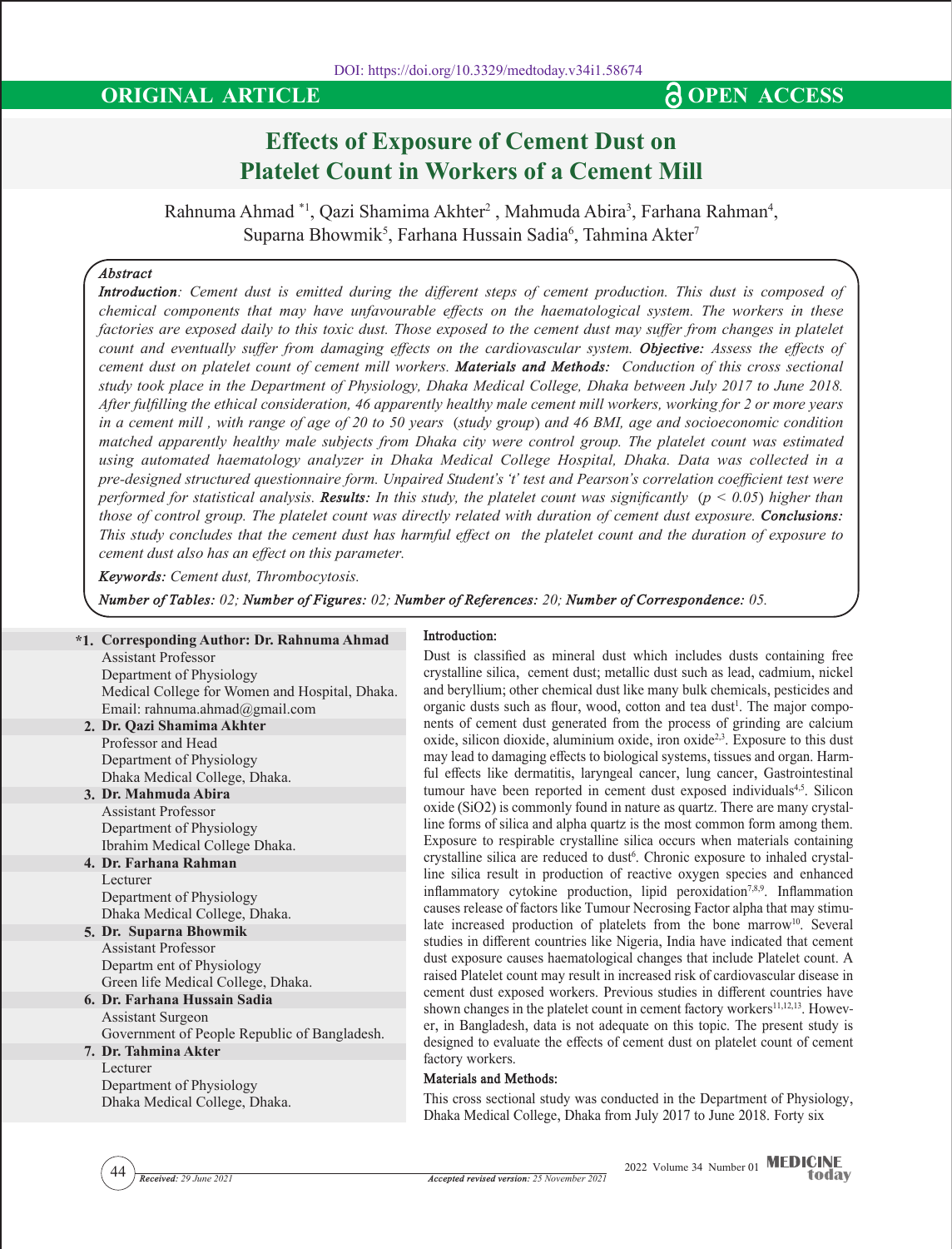DOI: https://doi.org/10.3329/medtoday.v34i1.58674

**ORIGINAL ARTICLE** **OPEN ACCESS**

# Effects of Exposure of Cement Dust on Platelet Count in Workers of a Cement Mill

Rahnuma Ahmad [*1], Qazi Shamima Akhter[2], Mahmuda Abira[3], Farhana Rahman[4], Suparna Bhowmik[5], Farhana Hussain Sadia[6], Tahmina Akter[7]

*Abstract*

***Introduction****: Cement dust is emitted during the different steps of cement production. This dust is composed of chemical components that may have unfavourable effects on the haematological system. The workers in these factories are exposed daily to this toxic dust. Those exposed to the cement dust may suffer from changes in platelet count and eventually suffer from damaging effects on the cardiovascular system.* ***Objective:*** *Assess the effects of cement dust on platelet count of cement mill workers.* ***Materials and Methods:*** *Conduction of this cross sectional study took place in the Department of Physiology, Dhaka Medical College, Dhaka between July 2017 to June 2018. After fulfilling the ethical consideration, 46 apparently healthy male cement mill workers, working for 2 or more years in a cement mill , with range of age of 20 to 50 years (study group) and 46 BMI, age and socioeconomic condition matched apparently healthy male subjects from Dhaka city were control group. The platelet count was estimated using automated haematology analyzer in Dhaka Medical College Hospital, Dhaka. Data was collected in a pre-designed structured questionnaire form. Unpaired Student's 't' test and Pearson's correlation coefficient test were performed for statistical analysis.* ***Results:*** *In this study, the platelet count was significantly ($p < 0.05$) higher than those of control group. The platelet count was directly related with duration of cement dust exposure.* ***Conclusions:*** *This study concludes that the cement dust has harmful effect on the platelet count and the duration of exposure to cement dust also has an effect on this parameter.*

***Keywords:*** *Cement dust, Thrombocytosis.*

***Number of Tables:*** *02;* ***Number of Figures:*** *02;* ***Number of References:*** *20;* ***Number of Correspondence:*** *05.*

**\*1. Corresponding Author: Dr. Rahnuma Ahmad**
Assistant Professor
Department of Physiology
Medical College for Women and Hospital, Dhaka.
Email: rahnuma.ahmad@gmail.com

**2. Dr. Qazi Shamima Akhter**
Professor and Head
Department of Physiology
Dhaka Medical College, Dhaka.

**3. Dr. Mahmuda Abira**
Assistant Professor
Department of Physiology
Ibrahim Medical College Dhaka.

**4. Dr. Farhana Rahman**
Lecturer
Department of Physiology
Dhaka Medical College, Dhaka.

**5. Dr. Suparna Bhowmik**
Assistant Professor
Departm ent of Physiology
Green life Medical College, Dhaka.

**6. Dr. Farhana Hussain Sadia**
Assistant Surgeon
Government of People Republic of Bangladesh.

**7. Dr. Tahmina Akter**
Lecturer
Department of Physiology
Dhaka Medical College, Dhaka.

## Introduction:

Dust is classified as mineral dust which includes dusts containing free crystalline silica, cement dust; metallic dust such as lead, cadmium, nickel and beryllium; other chemical dust like many bulk chemicals, pesticides and organic dusts such as flour, wood, cotton and tea dust[1]. The major components of cement dust generated from the process of grinding are calcium oxide, silicon dioxide, aluminium oxide, iron oxide[2,3]. Exposure to this dust may lead to damaging effects to biological systems, tissues and organ. Harmful effects like dermatitis, laryngeal cancer, lung cancer, Gastrointestinal tumour have been reported in cement dust exposed individuals[4,5]. Silicon oxide ($SiO_2$) is commonly found in nature as quartz. There are many crystalline forms of silica and alpha quartz is the most common form among them. Exposure to respirable crystalline silica occurs when materials containing crystalline silica are reduced to dust[6]. Chronic exposure to inhaled crystalline silica result in production of reactive oxygen species and enhanced inflammatory cytokine production, lipid peroxidation[7,8,9]. Inflammation causes release of factors like Tumour Necrosing Factor alpha that may stimulate increased production of platelets from the bone marrow[10]. Several studies in different countries like Nigeria, India have indicated that cement dust exposure causes haematological changes that include Platelet count. A raised Platelet count may result in increased risk of cardiovascular disease in cement dust exposed workers. Previous studies in different countries have shown changes in the platelet count in cement factory workers[11,12,13]. However, in Bangladesh, data is not adequate on this topic. The present study is designed to evaluate the effects of cement dust on platelet count of cement factory workers.

## Materials and Methods:

This cross sectional study was conducted in the Department of Physiology, Dhaka Medical College, Dhaka from July 2017 to June 2018. Forty six

*Received: 29 June 2021* *Accepted revised version: 25 November 2021*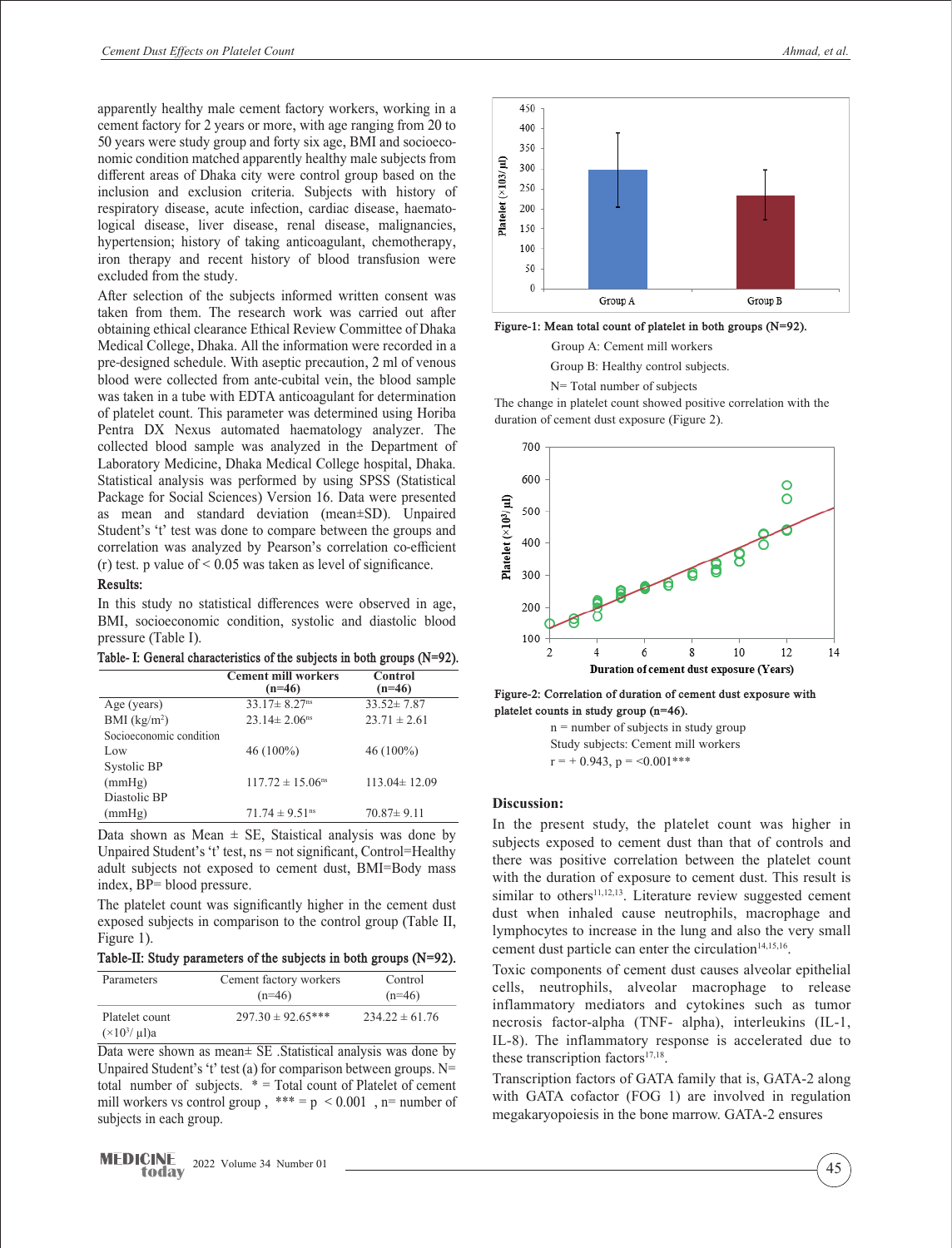apparently healthy male cement factory workers, working in a cement factory for 2 years or more, with age ranging from 20 to 50 years were study group and forty six age, BMI and socioeconomic condition matched apparently healthy male subjects from different areas of Dhaka city were control group based on the inclusion and exclusion criteria. Subjects with history of respiratory disease, acute infection, cardiac disease, haematological disease, liver disease, renal disease, malignancies, hypertension; history of taking anticoagulant, chemotherapy, iron therapy and recent history of blood transfusion were excluded from the study.

After selection of the subjects informed written consent was taken from them. The research work was carried out after obtaining ethical clearance Ethical Review Committee of Dhaka Medical College, Dhaka. All the information were recorded in a pre-designed schedule. With aseptic precaution, 2 ml of venous blood were collected from ante-cubital vein, the blood sample was taken in a tube with EDTA anticoagulant for determination of platelet count. This parameter was determined using Horiba Pentra DX Nexus automated haematology analyzer. The collected blood sample was analyzed in the Department of Laboratory Medicine, Dhaka Medical College hospital, Dhaka. Statistical analysis was performed by using SPSS (Statistical Package for Social Sciences) Version 16. Data were presented as mean and standard deviation (mean±SD). Unpaired Student's 't' test was done to compare between the groups and correlation was analyzed by Pearson's correlation co-efficient (r) test. p value of < 0.05 was taken as level of significance.

**Results:**

In this study no statistical differences were observed in age, BMI, socioeconomic condition, systolic and diastolic blood pressure (Table I).

**Table- I: General characteristics of the subjects in both groups (N=92).**

| | Cement mill workers (n=46) | Control (n=46) |
|---|---|---|
| Age (years) | 33.17± 8.27[ns] | 33.52± 7.87 |
| BMI (kg/m$^2$) | 23.14± 2.06[ns] | 23.71 ± 2.61 |
| Socioeconomic condition | | |
| Low | 46 (100%) | 46 (100%) |
| Systolic BP (mmHg) | 117.72 ± 15.06[ns] | 113.04± 12.09 |
| Diastolic BP (mmHg) | 71.74 ± 9.51[ns] | 70.87± 9.11 |

Data shown as Mean ± SE, Staistical analysis was done by Unpaired Student's 't' test, ns = not significant, Control=Healthy adult subjects not exposed to cement dust, BMI=Body mass index, BP= blood pressure.

The platelet count was significantly higher in the cement dust exposed subjects in comparison to the control group (Table II, Figure 1).

**Table-II: Study parameters of the subjects in both groups (N=92).**

| Parameters | Cement factory workers (n=46) | Control (n=46) |
|---|---|---|
| Platelet count (×10$^3$/ µl)a | 297.30 ± 92.65*** | 234.22 ± 61.76 |

Data were shown as mean± SE .Statistical analysis was done by Unpaired Student's 't' test (a) for comparison between groups. N= total number of subjects. * = Total count of Platelet of cement mill workers vs control group , *** = p < 0.001 , n= number of subjects in each group.

**Figure-1: Mean total count of platelet in both groups (N=92).**

Group A: Cement mill workers

Group B: Healthy control subjects.

N= Total number of subjects

The change in platelet count showed positive correlation with the duration of cement dust exposure (Figure 2).

**Figure-2: Correlation of duration of cement dust exposure with platelet counts in study group (n=46).**

n = number of subjects in study group

Study subjects: Cement mill workers

r = + 0.943, p = <0.001***

**Discussion:**

In the present study, the platelet count was higher in subjects exposed to cement dust than that of controls and there was positive correlation between the platelet count with the duration of exposure to cement dust. This result is similar to others[11,12,13]. Literature review suggested cement dust when inhaled cause neutrophils, macrophage and lymphocytes to increase in the lung and also the very small cement dust particle can enter the circulation[14,15,16].

Toxic components of cement dust causes alveolar epithelial cells, neutrophils, alveolar macrophage to release inflammatory mediators and cytokines such as tumor necrosis factor-alpha (TNF- alpha), interleukins (IL-1, IL-8). The inflammatory response is accelerated due to these transcription factors[17,18].

Transcription factors of GATA family that is, GATA-2 along with GATA cofactor (FOG 1) are involved in regulation megakaryopoiesis in the bone marrow. GATA-2 ensures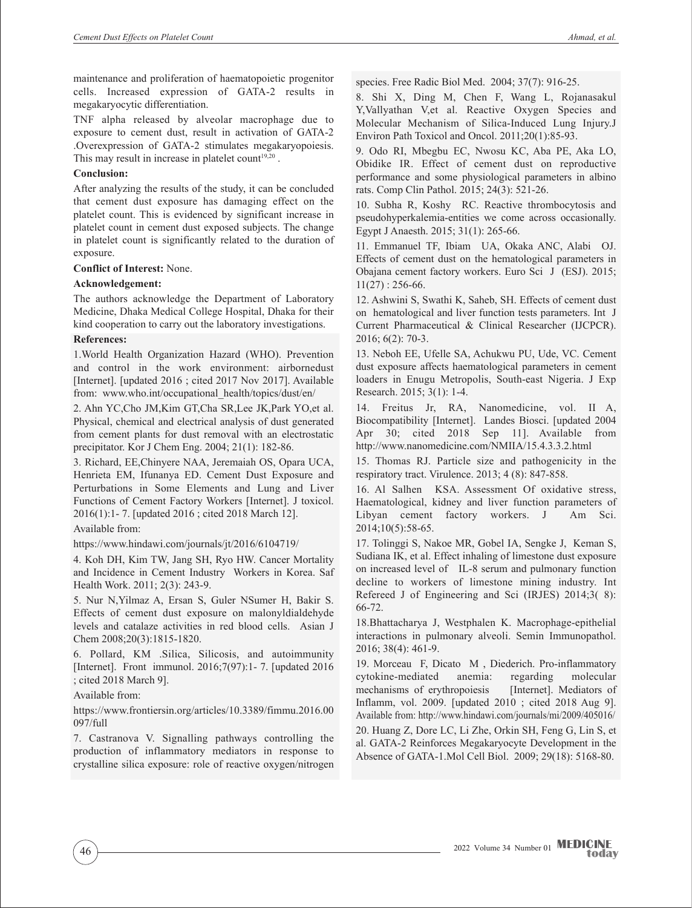maintenance and proliferation of haematopoietic progenitor cells. Increased expression of GATA-2 results in megakaryocytic differentiation.

TNF alpha released by alveolar macrophage due to exposure to cement dust, result in activation of GATA-2 .Overexpression of GATA-2 stimulates megakaryopoiesis. This may result in increase in platelet count[19,20] .

**Conclusion:**

After analyzing the results of the study, it can be concluded that cement dust exposure has damaging effect on the platelet count. This is evidenced by significant increase in platelet count in cement dust exposed subjects. The change in platelet count is significantly related to the duration of exposure.

**Conflict of Interest:** None.

**Acknowledgement:**

The authors acknowledge the Department of Laboratory Medicine, Dhaka Medical College Hospital, Dhaka for their kind cooperation to carry out the laboratory investigations.

**References:**

1.World Health Organization Hazard (WHO). Prevention and control in the work environment: airbornedust [Internet]. [updated 2016 ; cited 2017 Nov 2017]. Available from: www.who.int/occupational_health/topics/dust/en/

2. Ahn YC,Cho JM,Kim GT,Cha SR,Lee JK,Park YO,et al. Physical, chemical and electrical analysis of dust generated from cement plants for dust removal with an electrostatic precipitator. Kor J Chem Eng. 2004; 21(1): 182-86.

3. Richard, EE,Chinyere NAA, Jeremaiah OS, Opara UCA, Henrieta EM, Ifunanya ED. Cement Dust Exposure and Perturbations in Some Elements and Lung and Liver Functions of Cement Factory Workers [Internet]. J toxicol. 2016(1):1- 7. [updated 2016 ; cited 2018 March 12].

Available from:

https://www.hindawi.com/journals/jt/2016/6104719/

4. Koh DH, Kim TW, Jang SH, Ryo HW. Cancer Mortality and Incidence in Cement Industry Workers in Korea. Saf Health Work. 2011; 2(3): 243-9.

5. Nur N,Yilmaz A, Ersan S, Guler NSumer H, Bakir S. Effects of cement dust exposure on malonyldialdehyde levels and catalaze activities in red blood cells. Asian J Chem 2008;20(3):1815-1820.

6. Pollard, KM .Silica, Silicosis, and autoimmunity [Internet]. Front immunol. 2016;7(97):1- 7. [updated 2016 ; cited 2018 March 9].

Available from:

https://www.frontiersin.org/articles/10.3389/fimmu.2016.00097/full

7. Castranova V. Signalling pathways controlling the production of inflammatory mediators in response to crystalline silica exposure: role of reactive oxygen/nitrogen species. Free Radic Biol Med. 2004; 37(7): 916-25.

8. Shi X, Ding M, Chen F, Wang L, Rojanasakul Y,Vallyathan V,et al. Reactive Oxygen Species and Molecular Mechanism of Silica-Induced Lung Injury.J Environ Path Toxicol and Oncol. 2011;20(1):85-93.

9. Odo RI, Mbegbu EC, Nwosu KC, Aba PE, Aka LO, Obidike IR. Effect of cement dust on reproductive performance and some physiological parameters in albino rats. Comp Clin Pathol. 2015; 24(3): 521-26.

10. Subha R, Koshy RC. Reactive thrombocytosis and pseudohyperkalemia-entities we come across occasionally. Egypt J Anaesth. 2015; 31(1): 265-66.

11. Emmanuel TF, Ibiam UA, Okaka ANC, Alabi OJ. Effects of cement dust on the hematological parameters in Obajana cement factory workers. Euro Sci J (ESJ). 2015; 11(27) : 256-66.

12. Ashwini S, Swathi K, Saheb, SH. Effects of cement dust on hematological and liver function tests parameters. Int J Current Pharmaceutical & Clinical Researcher (IJCPCR). 2016; 6(2): 70-3.

13. Neboh EE, Ufelle SA, Achukwu PU, Ude, VC. Cement dust exposure affects haematological parameters in cement loaders in Enugu Metropolis, South-east Nigeria. J Exp Research. 2015; 3(1): 1-4.

14. Freitus Jr, RA, Nanomedicine, vol. II A, Biocompatibility [Internet]. Landes Biosci. [updated 2004 Apr 30; cited 2018 Sep 11]. Available from http://www.nanomedicine.com/NMIIA/15.4.3.3.2.html

15. Thomas RJ. Particle size and pathogenicity in the respiratory tract. Virulence. 2013; 4 (8): 847-858.

16. Al Salhen KSA. Assessment Of oxidative stress, Haematological, kidney and liver function parameters of Libyan cement factory workers. J Am Sci. 2014;10(5):58-65.

17. Tolinggi S, Nakoe MR, Gobel IA, Sengke J, Keman S, Sudiana IK, et al. Effect inhaling of limestone dust exposure on increased level of IL-8 serum and pulmonary function decline to workers of limestone mining industry. Int Refereed J of Engineering and Sci (IRJES) 2014;3( 8): 66-72.

18.Bhattacharya J, Westphalen K. Macrophage-epithelial interactions in pulmonary alveoli. Semin Immunopathol. 2016; 38(4): 461-9.

19. Morceau F, Dicato M , Diederich. Pro-inflammatory cytokine-mediated anemia: regarding molecular mechanisms of erythropoiesis [Internet]. Mediators of Inflamm, vol. 2009. [updated 2010 ; cited 2018 Aug 9]. Available from: http://www.hindawi.com/journals/mi/2009/405016/

20. Huang Z, Dore LC, Li Zhe, Orkin SH, Feng G, Lin S, et al. GATA-2 Reinforces Megakaryocyte Development in the Absence of GATA-1.Mol Cell Biol. 2009; 29(18): 5168-80.